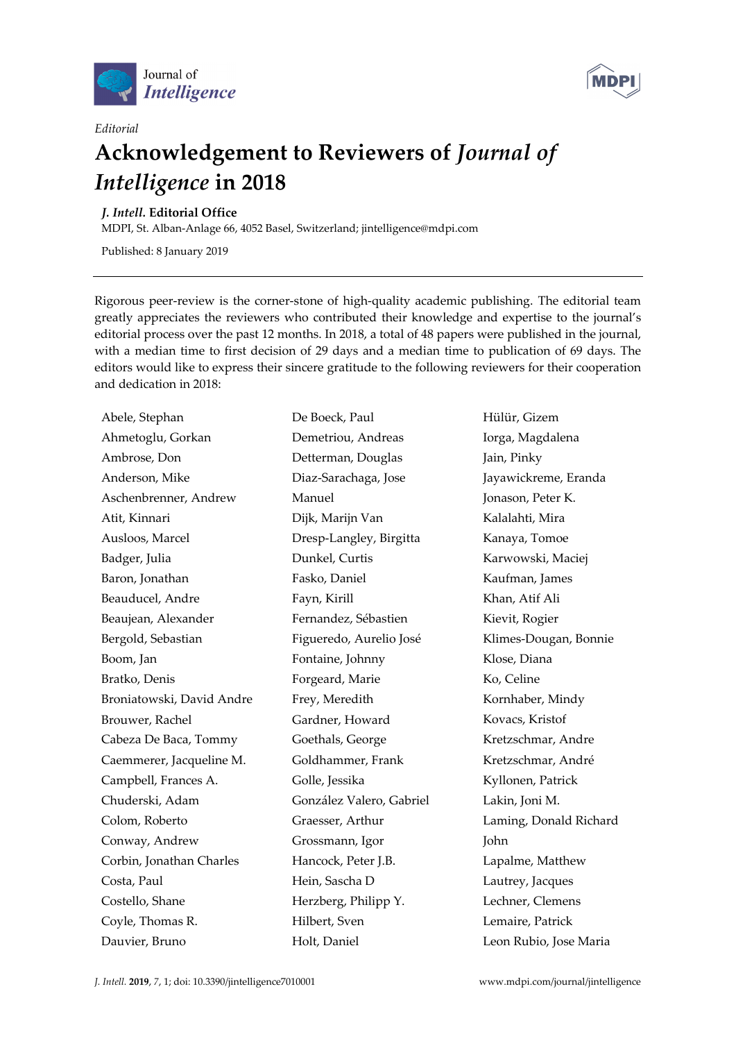*Editorial*

# Acknowledgement to Reviewers of *Journal of Intelligence* in 2018

***J. Intell.* Editorial Office**

MDPI, St. Alban-Anlage 66, 4052 Basel, Switzerland; jintelligence@mdpi.com

Published: 8 January 2019

---

Rigorous peer-review is the corner-stone of high-quality academic publishing. The editorial team greatly appreciates the reviewers who contributed their knowledge and expertise to the journal's editorial process over the past 12 months. In 2018, a total of 48 papers were published in the journal, with a median time to first decision of 29 days and a median time to publication of 69 days. The editors would like to express their sincere gratitude to the following reviewers for their cooperation and dedication in 2018:

Abele, Stephan
Ahmetoglu, Gorkan
Ambrose, Don
Anderson, Mike
Aschenbrenner, Andrew
Atit, Kinnari
Ausloos, Marcel
Badger, Julia
Baron, Jonathan
Beauducel, Andre
Beaujean, Alexander
Bergold, Sebastian
Boom, Jan
Bratko, Denis
Broniatowski, David Andre
Brouwer, Rachel
Cabeza De Baca, Tommy
Caemmerer, Jacqueline M.
Campbell, Frances A.
Chuderski, Adam
Colom, Roberto
Conway, Andrew
Corbin, Jonathan Charles
Costa, Paul
Costello, Shane
Coyle, Thomas R.
Dauvier, Bruno
De Boeck, Paul
Demetriou, Andreas
Detterman, Douglas
Diaz-Sarachaga, Jose Manuel
Dijk, Marijn Van
Dresp-Langley, Birgitta
Dunkel, Curtis
Fasko, Daniel
Fayn, Kirill
Fernandez, Sébastien
Figueredo, Aurelio José
Fontaine, Johnny
Forgeard, Marie
Frey, Meredith
Gardner, Howard
Goethals, George
Goldhammer, Frank
Golle, Jessika
González Valero, Gabriel
Graesser, Arthur
Grossmann, Igor
Hancock, Peter J.B.
Hein, Sascha D
Herzberg, Philipp Y.
Hilbert, Sven
Holt, Daniel
Hülür, Gizem
Iorga, Magdalena
Jain, Pinky
Jayawickreme, Eranda
Jonason, Peter K.
Kalalahti, Mira
Kanaya, Tomoe
Karwowski, Maciej
Kaufman, James
Khan, Atif Ali
Kievit, Rogier
Klimes-Dougan, Bonnie
Klose, Diana
Ko, Celine
Kornhaber, Mindy
Kovacs, Kristof
Kretzschmar, Andre
Kretzschmar, André
Kyllonen, Patrick
Lakin, Joni M.
Laming, Donald Richard John
Lapalme, Matthew
Lautrey, Jacques
Lechner, Clemens
Lemaire, Patrick
Leon Rubio, Jose Maria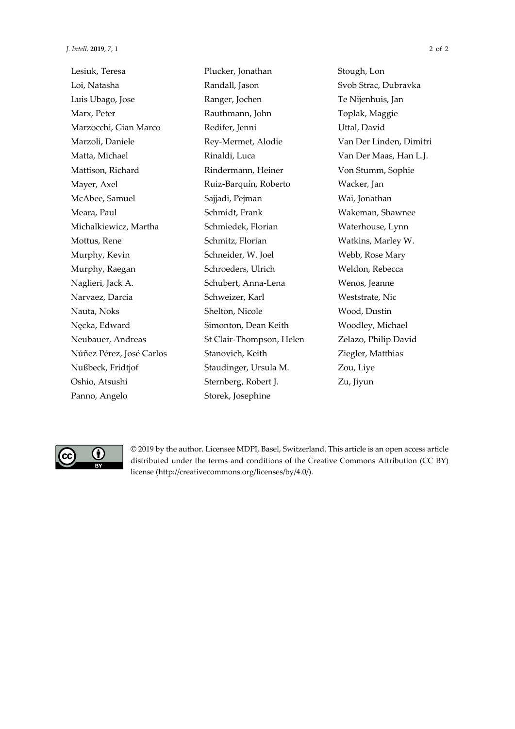Lesiuk, Teresa
Loi, Natasha
Luis Ubago, Jose
Marx, Peter
Marzocchi, Gian Marco
Marzoli, Daniele
Matta, Michael
Mattison, Richard
Mayer, Axel
McAbee, Samuel
Meara, Paul
Michalkiewicz, Martha
Mottus, Rene
Murphy, Kevin
Murphy, Raegan
Naglieri, Jack A.
Narvaez, Darcia
Nauta, Noks
Nęcka, Edward
Neubauer, Andreas
Núñez Pérez, José Carlos
Nußbeck, Fridtjof
Oshio, Atsushi
Panno, Angelo
Plucker, Jonathan
Randall, Jason
Ranger, Jochen
Rauthmann, John
Redifer, Jenni
Rey-Mermet, Alodie
Rinaldi, Luca
Rindermann, Heiner
Ruiz-Barquín, Roberto
Sajjadi, Pejman
Schmidt, Frank
Schmiedek, Florian
Schmitz, Florian
Schneider, W. Joel
Schroeders, Ulrich
Schubert, Anna-Lena
Schweizer, Karl
Shelton, Nicole
Simonton, Dean Keith
St Clair-Thompson, Helen
Stanovich, Keith
Staudinger, Ursula M.
Sternberg, Robert J.
Storek, Josephine
Stough, Lon
Svob Strac, Dubravka
Te Nijenhuis, Jan
Toplak, Maggie
Uttal, David
Van Der Linden, Dimitri
Van Der Maas, Han L.J.
Von Stumm, Sophie
Wacker, Jan
Wai, Jonathan
Wakeman, Shawnee
Waterhouse, Lynn
Watkins, Marley W.
Webb, Rose Mary
Weldon, Rebecca
Wenos, Jeanne
Weststrate, Nic
Wood, Dustin
Woodley, Michael
Zelazo, Philip David
Ziegler, Matthias
Zou, Liye
Zu, Jiyun

© 2019 by the author. Licensee MDPI, Basel, Switzerland. This article is an open access article distributed under the terms and conditions of the Creative Commons Attribution (CC BY) license (http://creativecommons.org/licenses/by/4.0/).